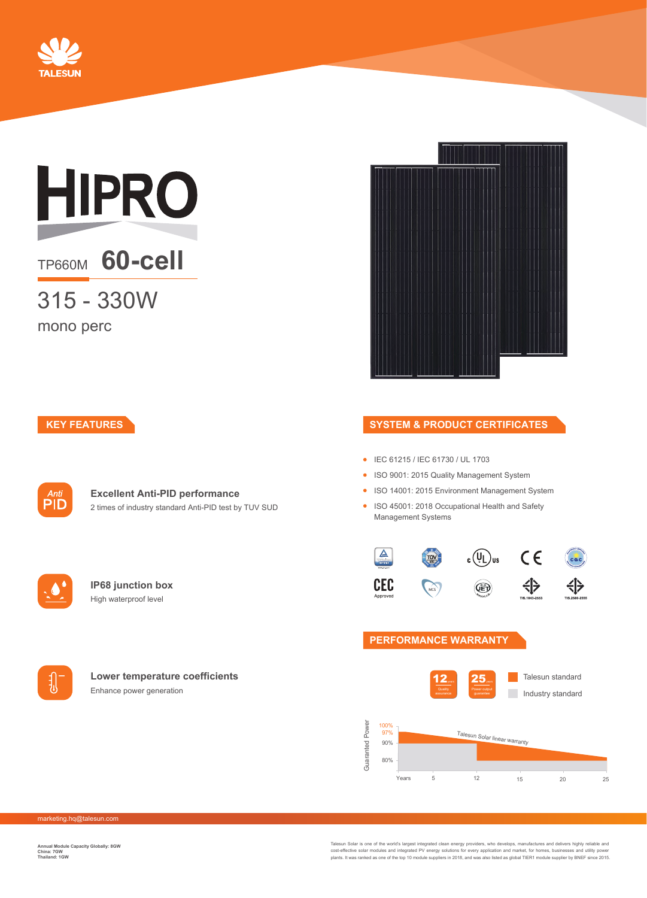TALESUN

# HIPRO

TP660M **60-cell**

315 - 330W

mono perc

## KEY FEATURES

**Excellent Anti-PID performance**

2 times of industry standard Anti-PID test by TUV SUD

**IP68 junction box**

High waterproof level

**Lower temperature coefficients**

Enhance power generation

## SYSTEM & PRODUCT CERTIFICATES

- IEC 61215 / IEC 61730 / UL 1703
- ISO 9001: 2015 Quality Management System
- ISO 14001: 2015 Environment Management System
- ISO 45001: 2018 Occupational Health and Safety Management Systems

CEC Approved

TIS.1843-2553

TIS.2580-2555

## PERFORMANCE WARRANTY

12 years Quality assurance

25 years Power output guarantee

Talesun standard

Industry standard

Guaranteed Power: 100%, 97%, 90%, 80%

Talesun Solar linear warranty

Years: 5, 12, 15, 20, 25

marketing.hq@talesun.com

**Annual Module Capacity Globally: 8GW**
**China: 7GW**
**Thailand: 1GW**

Talesun Solar is one of the world's largest integrated clean energy providers, who develops, manufactures and delivers highly reliable and cost-effective solar modules and integrated PV energy solutions for every application and market, for homes, businesses and utility power plants. It was ranked as one of the top 10 module suppliers in 2018, and was also listed as global TIER1 module supplier by BNEF since 2015.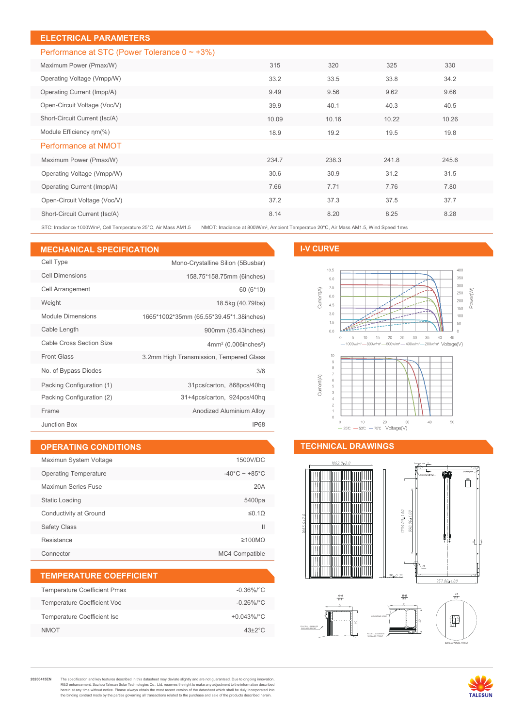## ELECTRICAL PARAMETERS

### Performance at STC (Power Tolerance 0 ~ +3%)

| | | | | |
|---|---|---|---|---|
| Maximum Power (Pmax/W) | 315 | 320 | 325 | 330 |
| Operating Voltage (Vmpp/W) | 33.2 | 33.5 | 33.8 | 34.2 |
| Operating Current (Impp/A) | 9.49 | 9.56 | 9.62 | 9.66 |
| Open-Circuit Voltage (Voc/V) | 39.9 | 40.1 | 40.3 | 40.5 |
| Short-Circuit Current (Isc/A) | 10.09 | 10.16 | 10.22 | 10.26 |
| Module Efficiency ηm(%) | 18.9 | 19.2 | 19.5 | 19.8 |

### Performance at NMOT

| | | | | |
|---|---|---|---|---|
| Maximum Power (Pmax/W) | 234.7 | 238.3 | 241.8 | 245.6 |
| Operating Voltage (Vmpp/W) | 30.6 | 30.9 | 31.2 | 31.5 |
| Operating Current (Impp/A) | 7.66 | 7.71 | 7.76 | 7.80 |
| Open-Circuit Voltage (Voc/V) | 37.2 | 37.3 | 37.5 | 37.7 |
| Short-Circuit Current (Isc/A) | 8.14 | 8.20 | 8.25 | 8.28 |

STC: Irradiance 1000W/m², Cell Temperature 25°C, Air Mass AM1.5 NMOT: Irradiance at 800W/m², Ambient Temperatue 20°C, Air Mass AM1.5, Wind Speed 1m/s

## MECHANICAL SPECIFICATION

| | |
|---|---|
| Cell Type | Mono-Crystalline Silion (5Busbar) |
| Cell Dimensions | 158.75*158.75mm (6inches) |
| Cell Arrangement | 60 (6*10) |
| Weight | 18.5kg (40.79lbs) |
| Module Dimensions | 1665*1002*35mm (65.55*39.45*1.38inches) |
| Cable Length | 900mm (35.43inches) |
| Cable Cross Section Size | 4mm² (0.006inches²) |
| Front Glass | 3.2mm High Transmission, Tempered Glass |
| No. of Bypass Diodes | 3/6 |
| Packing Configuration (1) | 31pcs/carton, 868pcs/40hq |
| Packing Configuration (2) | 31+4pcs/carton, 924pcs/40hq |
| Frame | Anodized Aluminium Alloy |
| Junction Box | IP68 |

## I-V CURVE

Current(A)
Power(W)
Voltage(V)
— 1000w/m² — 800w/m² — 600w/m² — 400w/m² — 200w/m²

Current(A)
Voltage(V)
— 25℃ — 50℃ — 75℃

## OPERATING CONDITIONS

| | |
|---|---|
| Maximun System Voltage | 1500V/DC |
| Operating Temperature | -40°C ~ +85°C |
| Maximun Series Fuse | 20A |
| Static Loading | 5400pa |
| Conductivity at Ground | ≤0.1Ω |
| Safety Class | II |
| Resistance | ≥100MΩ |
| Connector | MC4 Compatible |

## TECHNICAL DRAWINGS

1002.0±2.0
1665.0±2.0
35±0.15
1290.00±1.00
990.00±1.00
957.00±1.00
A-A
B-B
MOUNTING HOLE

## TEMPERATURE COEFFICIENT

| | |
|---|---|
| Temperature Coefficient Pmax | -0.36%/°C |
| Temperature Coefficient Voc | -0.26%/°C |
| Temperature Coefficient Isc | +0.043%/°C |
| NMOT | 43±2°C |

20200415EN

The specification and key features described in this datasheet may deviate slightly and are not guaranteed. Due to ongoing innovation, R&D enhancement, Suzhou Talesun Solar Technologies Co., Ltd. reserves the right to make any adjustment to the information described herein at any time without notice. Please always obtain the most recent version of the datasheet which shall be duly incorporated into the binding contract made by the parties governing all transactions related to the purchase and sale of the products described herein.

TALESUN